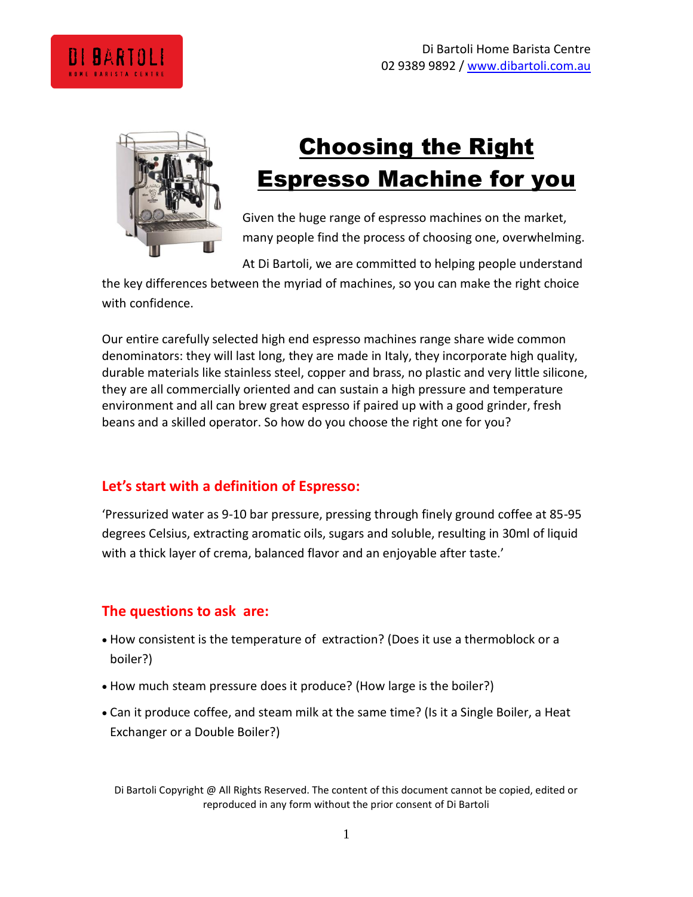Di Bartoli Home Barista Centre
02 9389 9892 / www.dibartoli.com.au

# Choosing the Right Espresso Machine for you

Given the huge range of espresso machines on the market, many people find the process of choosing one, overwhelming.

At Di Bartoli, we are committed to helping people understand the key differences between the myriad of machines, so you can make the right choice with confidence.

Our entire carefully selected high end espresso machines range share wide common denominators: they will last long, they are made in Italy, they incorporate high quality, durable materials like stainless steel, copper and brass, no plastic and very little silicone, they are all commercially oriented and can sustain a high pressure and temperature environment and all can brew great espresso if paired up with a good grinder, fresh beans and a skilled operator. So how do you choose the right one for you?

## Let's start with a definition of Espresso:

'Pressurized water as 9-10 bar pressure, pressing through finely ground coffee at 85-95 degrees Celsius, extracting aromatic oils, sugars and soluble, resulting in 30ml of liquid with a thick layer of crema, balanced flavor and an enjoyable after taste.'

## The questions to ask are:

- How consistent is the temperature of extraction? (Does it use a thermoblock or a boiler?)
- How much steam pressure does it produce? (How large is the boiler?)
- Can it produce coffee, and steam milk at the same time? (Is it a Single Boiler, a Heat Exchanger or a Double Boiler?)

Di Bartoli Copyright @ All Rights Reserved. The content of this document cannot be copied, edited or reproduced in any form without the prior consent of Di Bartoli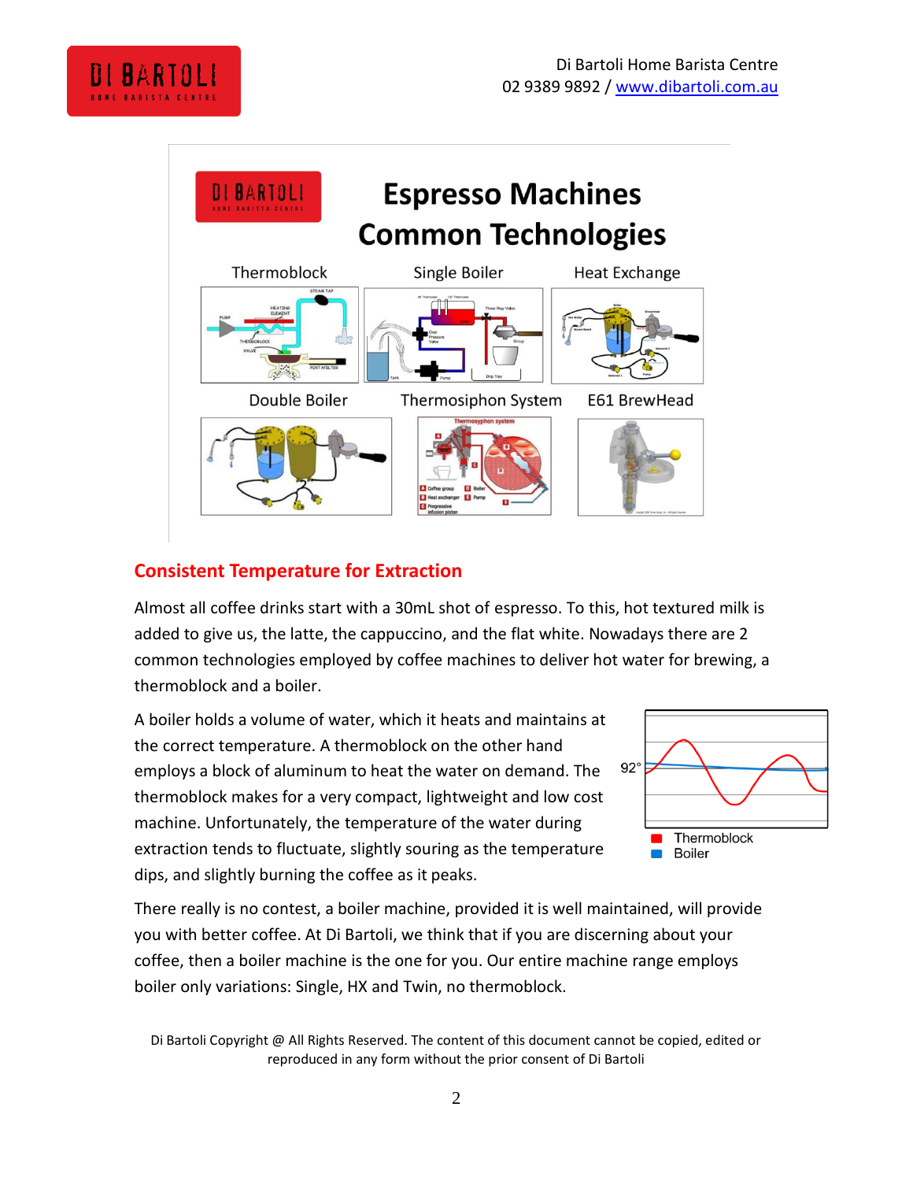# Espresso Machines Common Technologies

Thermoblock | Single Boiler | Heat Exchange

Double Boiler | Thermosiphon System | E61 BrewHead

## Consistent Temperature for Extraction

Almost all coffee drinks start with a 30mL shot of espresso. To this, hot textured milk is added to give us, the latte, the cappuccino, and the flat white. Nowadays there are 2 common technologies employed by coffee machines to deliver hot water for brewing, a thermoblock and a boiler.

A boiler holds a volume of water, which it heats and maintains at the correct temperature. A thermoblock on the other hand employs a block of aluminum to heat the water on demand. The thermoblock makes for a very compact, lightweight and low cost machine. Unfortunately, the temperature of the water during extraction tends to fluctuate, slightly souring as the temperature dips, and slightly burning the coffee as it peaks.

92°

Thermoblock
Boiler

There really is no contest, a boiler machine, provided it is well maintained, will provide you with better coffee. At Di Bartoli, we think that if you are discerning about your coffee, then a boiler machine is the one for you. Our entire machine range employs boiler only variations: Single, HX and Twin, no thermoblock.

Di Bartoli Copyright @ All Rights Reserved. The content of this document cannot be copied, edited or reproduced in any form without the prior consent of Di Bartoli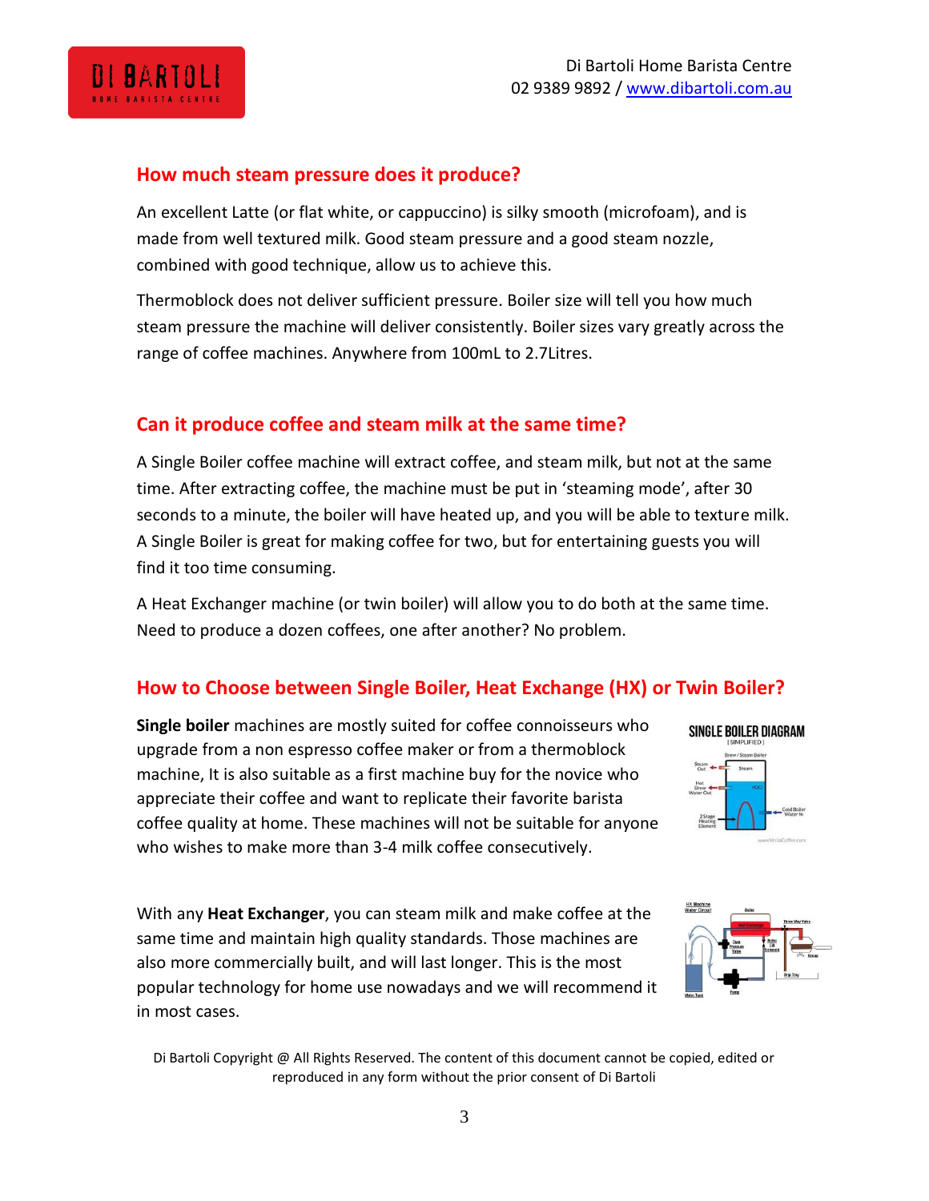## How much steam pressure does it produce?

An excellent Latte (or flat white, or cappuccino) is silky smooth (microfoam), and is made from well textured milk. Good steam pressure and a good steam nozzle, combined with good technique, allow us to achieve this.

Thermoblock does not deliver sufficient pressure. Boiler size will tell you how much steam pressure the machine will deliver consistently. Boiler sizes vary greatly across the range of coffee machines. Anywhere from 100mL to 2.7Litres.

## Can it produce coffee and steam milk at the same time?

A Single Boiler coffee machine will extract coffee, and steam milk, but not at the same time. After extracting coffee, the machine must be put in 'steaming mode', after 30 seconds to a minute, the boiler will have heated up, and you will be able to texture milk. A Single Boiler is great for making coffee for two, but for entertaining guests you will find it too time consuming.

A Heat Exchanger machine (or twin boiler) will allow you to do both at the same time. Need to produce a dozen coffees, one after another? No problem.

## How to Choose between Single Boiler, Heat Exchange (HX) or Twin Boiler?

**Single boiler** machines are mostly suited for coffee connoisseurs who upgrade from a non espresso coffee maker or from a thermoblock machine, It is also suitable as a first machine buy for the novice who appreciate their coffee and want to replicate their favorite barista coffee quality at home. These machines will not be suitable for anyone who wishes to make more than 3-4 milk coffee consecutively.

With any **Heat Exchanger**, you can steam milk and make coffee at the same time and maintain high quality standards. Those machines are also more commercially built, and will last longer. This is the most popular technology for home use nowadays and we will recommend it in most cases.

Di Bartoli Copyright @ All Rights Reserved. The content of this document cannot be copied, edited or reproduced in any form without the prior consent of Di Bartoli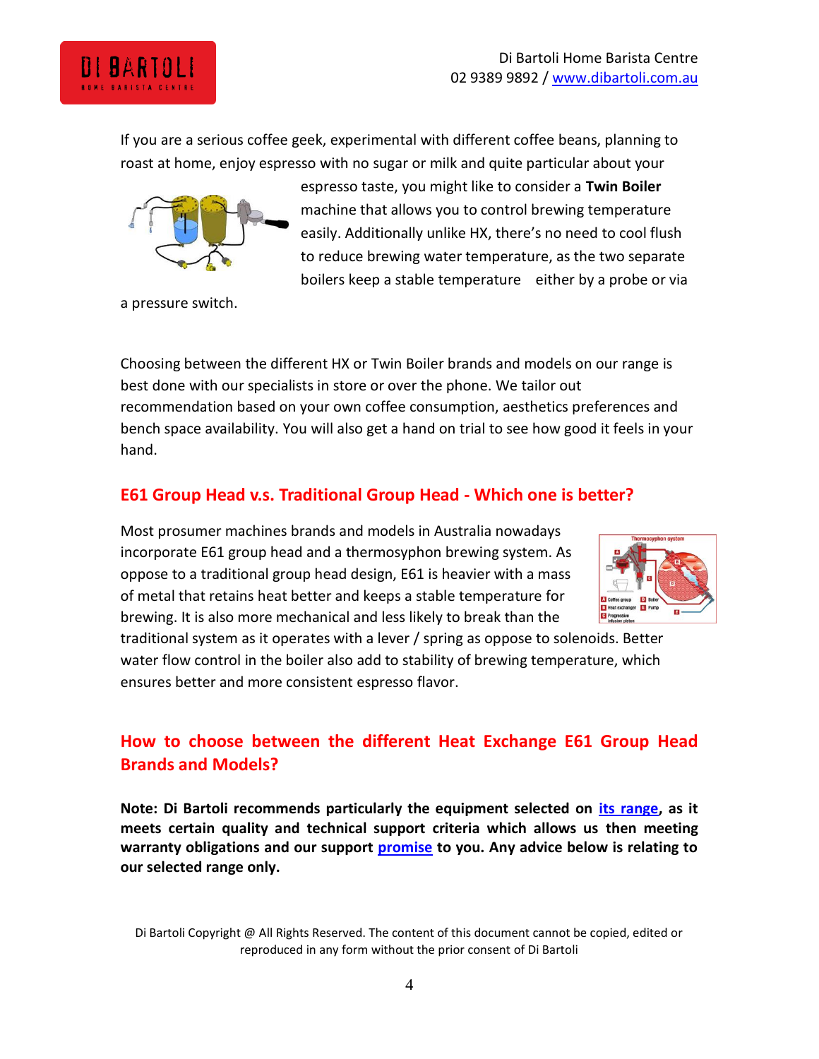If you are a serious coffee geek, experimental with different coffee beans, planning to roast at home, enjoy espresso with no sugar or milk and quite particular about your espresso taste, you might like to consider a **Twin Boiler** machine that allows you to control brewing temperature easily. Additionally unlike HX, there's no need to cool flush to reduce brewing water temperature, as the two separate boilers keep a stable temperature either by a probe or via a pressure switch.

Choosing between the different HX or Twin Boiler brands and models on our range is best done with our specialists in store or over the phone. We tailor out recommendation based on your own coffee consumption, aesthetics preferences and bench space availability. You will also get a hand on trial to see how good it feels in your hand.

## E61 Group Head v.s. Traditional Group Head - Which one is better?

Most prosumer machines brands and models in Australia nowadays incorporate E61 group head and a thermosyphon brewing system. As oppose to a traditional group head design, E61 is heavier with a mass of metal that retains heat better and keeps a stable temperature for brewing. It is also more mechanical and less likely to break than the traditional system as it operates with a lever / spring as oppose to solenoids. Better water flow control in the boiler also add to stability of brewing temperature, which ensures better and more consistent espresso flavor.

## How to choose between the different Heat Exchange E61 Group Head Brands and Models?

**Note: Di Bartoli recommends particularly the equipment selected on [its range](), as it meets certain quality and technical support criteria which allows us then meeting warranty obligations and our support [promise]() to you. Any advice below is relating to our selected range only.**

Di Bartoli Copyright @ All Rights Reserved. The content of this document cannot be copied, edited or reproduced in any form without the prior consent of Di Bartoli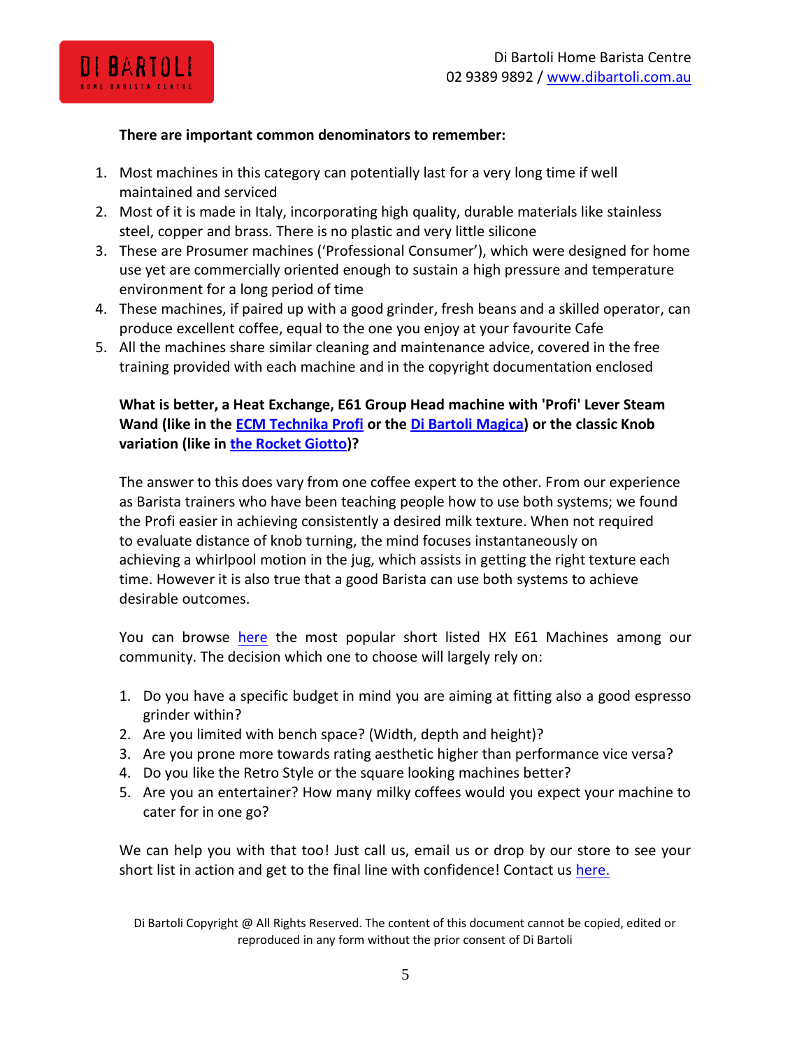**There are important common denominators to remember:**

1. Most machines in this category can potentially last for a very long time if well maintained and serviced
2. Most of it is made in Italy, incorporating high quality, durable materials like stainless steel, copper and brass. There is no plastic and very little silicone
3. These are Prosumer machines ('Professional Consumer'), which were designed for home use yet are commercially oriented enough to sustain a high pressure and temperature environment for a long period of time
4. These machines, if paired up with a good grinder, fresh beans and a skilled operator, can produce excellent coffee, equal to the one you enjoy at your favourite Cafe
5. All the machines share similar cleaning and maintenance advice, covered in the free training provided with each machine and in the copyright documentation enclosed

**What is better, a Heat Exchange, E61 Group Head machine with 'Profi' Lever Steam Wand (like in the ECM Technika Profi or the Di Bartoli Magica) or the classic Knob variation (like in the Rocket Giotto)?**

The answer to this does vary from one coffee expert to the other. From our experience as Barista trainers who have been teaching people how to use both systems; we found the Profi easier in achieving consistently a desired milk texture. When not required to evaluate distance of knob turning, the mind focuses instantaneously on achieving a whirlpool motion in the jug, which assists in getting the right texture each time. However it is also true that a good Barista can use both systems to achieve desirable outcomes.

You can browse here the most popular short listed HX E61 Machines among our community. The decision which one to choose will largely rely on:

1. Do you have a specific budget in mind you are aiming at fitting also a good espresso grinder within?
2. Are you limited with bench space? (Width, depth and height)?
3. Are you prone more towards rating aesthetic higher than performance vice versa?
4. Do you like the Retro Style or the square looking machines better?
5. Are you an entertainer? How many milky coffees would you expect your machine to cater for in one go?

We can help you with that too! Just call us, email us or drop by our store to see your short list in action and get to the final line with confidence! Contact us here.